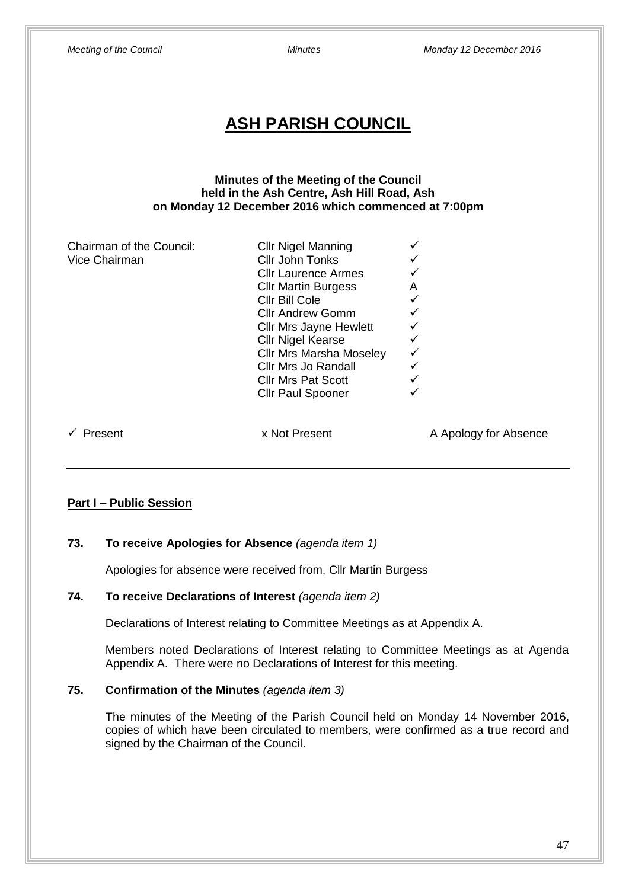# ASH PARISH COUNCIL

**Minutes of the Meeting of the Council**
**held in the Ash Centre, Ash Hill Road, Ash**
**on Monday 12 December 2016 which commenced at 7:00pm**

| | | |
|---|---|---|
| Chairman of the Council: | Cllr Nigel Manning | ✓ |
| Vice Chairman | Cllr John Tonks | ✓ |
| | Cllr Laurence Armes | ✓ |
| | Cllr Martin Burgess | A |
| | Cllr Bill Cole | ✓ |
| | Cllr Andrew Gomm | ✓ |
| | Cllr Mrs Jayne Hewlett | ✓ |
| | Cllr Nigel Kearse | ✓ |
| | Cllr Mrs Marsha Moseley | ✓ |
| | Cllr Mrs Jo Randall | ✓ |
| | Cllr Mrs Pat Scott | ✓ |
| | Cllr Paul Spooner | ✓ |

✓ Present x Not Present A Apology for Absence

---

**Part I – Public Session**

**73. To receive Apologies for Absence** *(agenda item 1)*

Apologies for absence were received from, Cllr Martin Burgess

**74. To receive Declarations of Interest** *(agenda item 2)*

Declarations of Interest relating to Committee Meetings as at Appendix A.

Members noted Declarations of Interest relating to Committee Meetings as at Agenda Appendix A. There were no Declarations of Interest for this meeting.

**75. Confirmation of the Minutes** *(agenda item 3)*

The minutes of the Meeting of the Parish Council held on Monday 14 November 2016, copies of which have been circulated to members, were confirmed as a true record and signed by the Chairman of the Council.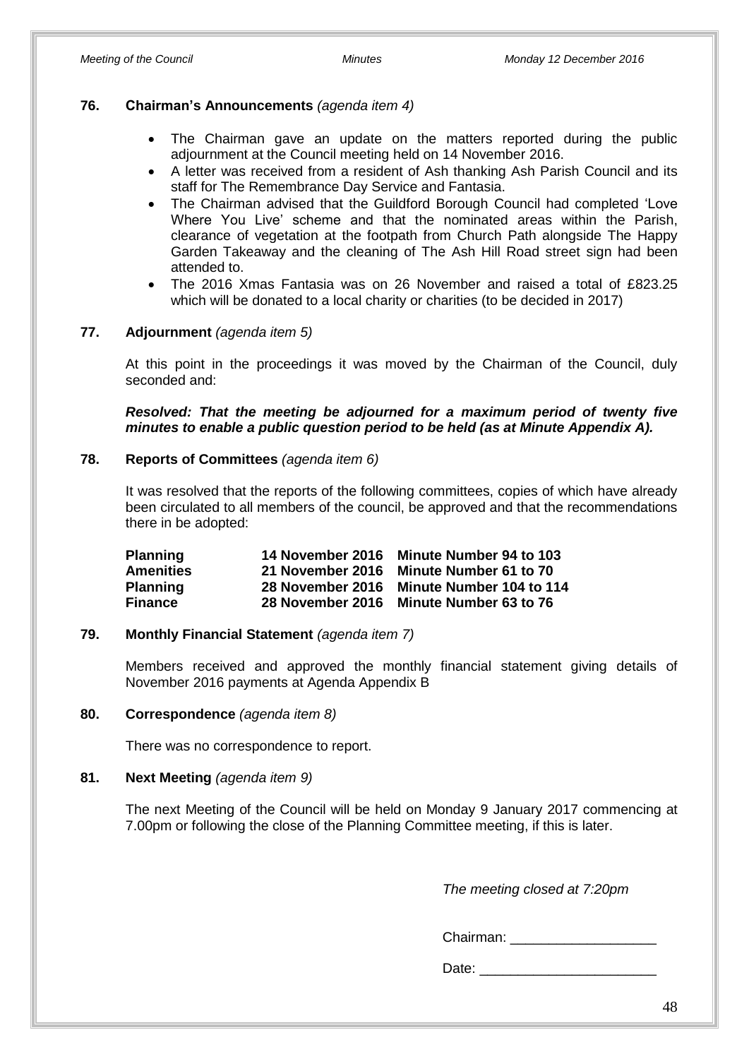### 76. Chairman's Announcements *(agenda item 4)*

- The Chairman gave an update on the matters reported during the public adjournment at the Council meeting held on 14 November 2016.
- A letter was received from a resident of Ash thanking Ash Parish Council and its staff for The Remembrance Day Service and Fantasia.
- The Chairman advised that the Guildford Borough Council had completed 'Love Where You Live' scheme and that the nominated areas within the Parish, clearance of vegetation at the footpath from Church Path alongside The Happy Garden Takeaway and the cleaning of The Ash Hill Road street sign had been attended to.
- The 2016 Xmas Fantasia was on 26 November and raised a total of £823.25 which will be donated to a local charity or charities (to be decided in 2017)

### 77. Adjournment *(agenda item 5)*

At this point in the proceedings it was moved by the Chairman of the Council, duly seconded and:

***Resolved: That the meeting be adjourned for a maximum period of twenty five minutes to enable a public question period to be held (as at Minute Appendix A).***

### 78. Reports of Committees *(agenda item 6)*

It was resolved that the reports of the following committees, copies of which have already been circulated to all members of the council, be approved and that the recommendations there in be adopted:

| | | |
|---|---|---|
| **Planning** | **14 November 2016** | **Minute Number 94 to 103** |
| **Amenities** | **21 November 2016** | **Minute Number 61 to 70** |
| **Planning** | **28 November 2016** | **Minute Number 104 to 114** |
| **Finance** | **28 November 2016** | **Minute Number 63 to 76** |

### 79. Monthly Financial Statement *(agenda item 7)*

Members received and approved the monthly financial statement giving details of November 2016 payments at Agenda Appendix B

### 80. Correspondence *(agenda item 8)*

There was no correspondence to report.

### 81. Next Meeting *(agenda item 9)*

The next Meeting of the Council will be held on Monday 9 January 2017 commencing at 7.00pm or following the close of the Planning Committee meeting, if this is later.

*The meeting closed at 7:20pm*

Chairman: ___________________

Date: _______________________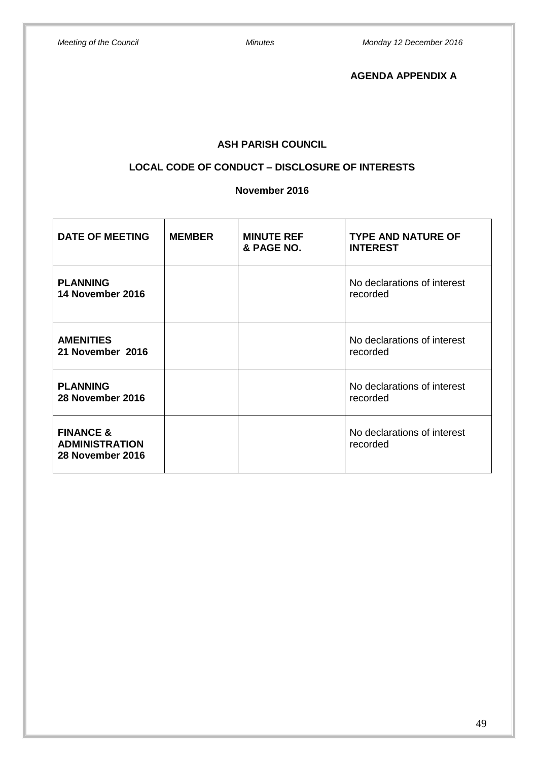**AGENDA APPENDIX A**

## ASH PARISH COUNCIL

## LOCAL CODE OF CONDUCT – DISCLOSURE OF INTERESTS

### November 2016

| DATE OF MEETING | MEMBER | MINUTE REF & PAGE NO. | TYPE AND NATURE OF INTEREST |
|---|---|---|---|
| **PLANNING 14 November 2016** | | | No declarations of interest recorded |
| **AMENITIES 21 November 2016** | | | No declarations of interest recorded |
| **PLANNING 28 November 2016** | | | No declarations of interest recorded |
| **FINANCE & ADMINISTRATION 28 November 2016** | | | No declarations of interest recorded |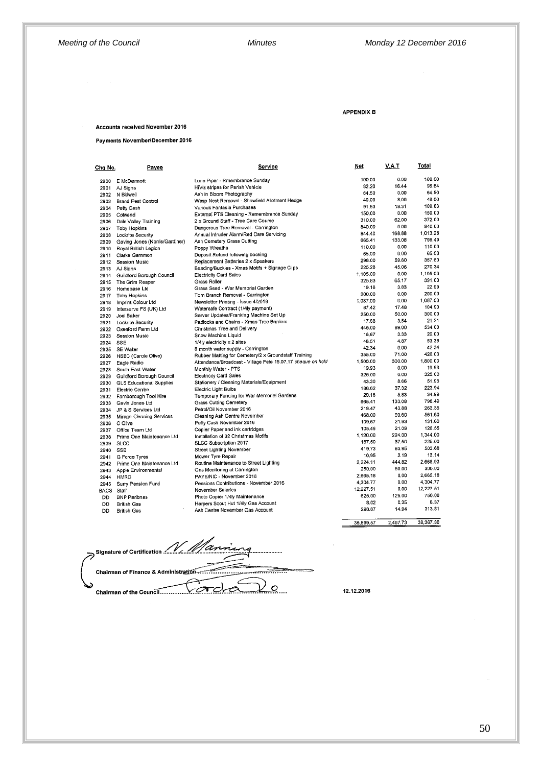**APPENDIX B**

**Accounts received November 2016**

**Payments November/December 2016**

| Chq No. | Payee | Service | Net | V.A.T | Total |
|---|---|---|---|---|---|
| 2900 | E McDermott | Lone Piper - Rmembrance Sunday | 100.00 | 0.00 | 100.00 |
| 2901 | AJ Signs | HiViz stripes for Parish Vehicle | 82.20 | 16.44 | 98.64 |
| 2902 | N Bidwell | Ash in Bloom Photography | 64.50 | 0.00 | 64.50 |
| 2903 | Brand Pest Control | Wasp Nest Removal - Shawfield Allotment Hedge | 40.00 | 8.00 | 48.00 |
| 2904 | Petty Cash | Various Fantasia Purchases | 91.53 | 18.31 | 109.83 |
| 2905 | Colwend | External PTS Cleaning - Remembrance Sunday | 150.00 | 0.00 | 150.00 |
| 2906 | Dale Valley Training | 2 x Ground Staff - Tree Care Course | 310.00 | 62.00 | 372.00 |
| 2907 | Toby Hopkins | Dangerous Tree Removal - Carrington | 840.00 | 0.00 | 840.00 |
| 2908 | Lockrite Security | Annual Intruder Alarm/Red Care Servicing | 844.40 | 168.88 | 1,013.28 |
| 2909 | Gaving Jones (Norris/Gardiner) | Ash Cemetery Grass Cutting | 665.41 | 133.08 | 798.49 |
| 2910 | Royal British Legion | Poppy Wreaths | 110.00 | 0.00 | 110.00 |
| 2911 | Clarke Gammon | Deposit Refund following booking | 65.00 | 0.00 | 65.00 |
| 2912 | Session Music | Replacement Batteries 2 x Speakers | 298.00 | 59.60 | 357.60 |
| 2913 | AJ Signs | Banding/Buckles - Xmas Motifs + Signage Clips | 225.28 | 45.06 | 270.34 |
| 2914 | Guildford Borough Council | Electricity Card Sales | 1,105.00 | 0.00 | 1,105.00 |
| 2915 | The Grim Reaper | Grass Roller | 325.83 | 65.17 | 391.00 |
| 2916 | Homebase Ltd | Grass Seed - War Memorial Garden | 19.16 | 3.83 | 22.99 |
| 2917 | Toby Hopkins | Torn Branch Removal - Carrington | 200.00 | 0.00 | 200.00 |
| 2918 | Imprint Colour Ltd | Newsletter Printing - Issue 4/2016 | 1,087.00 | 0.00 | 1,087.00 |
| 2919 | Interserve FS (UK) Ltd | Watersafe Contract (1/4ly payment) | 87.42 | 17.48 | 104.90 |
| 2920 | Joel Baker | Server Updates/Franking Machine Set Up | 250.00 | 50.00 | 300.00 |
| 2921 | Lockrite Security | Padlocks and Chains - Xmas Tree Barriers | 17.68 | 3.54 | 21.21 |
| 2922 | Oxenford Farm Ltd | Christmas Tree and Delivery | 445.00 | 89.00 | 534.00 |
| 2923 | Session Music | Snow Machine Liquid | 16.67 | 3.33 | 20.00 |
| 2924 | SSE | 1/4ly electricity x 2 sites | 48.51 | 4.87 | 53.38 |
| 2925 | SE Water | 8 month water supply - Carrington | 42.34 | 0.00 | 42.34 |
| 2926 | HSBC (Carole Olive) | Rubber Matting for Cemetery/2 x Groundstaff Training | 355.00 | 71.00 | 426.00 |
| 2927 | Eagle Radio | Attendance/Broadcast - Village Fete 15.07.17 *cheque on hold* | 1,500.00 | 300.00 | 1,800.00 |
| 2928 | South East Water | Monthly Water - PTS | 19.93 | 0.00 | 19.93 |
| 2929 | Guildford Borough Council | Electricity Card Sales | 325.00 | 0.00 | 325.00 |
| 2930 | GLS Educational Supplies | Stationery / Cleaning Materials/Equipment | 43.30 | 8.66 | 51.96 |
| 2931 | Electric Centre | Electric Light Bulbs | 186.62 | 37.32 | 223.94 |
| 2932 | Farnborough Tool Hire | Temporary Fencing for War Memorial Gardens | 29.16 | 5.83 | 34.99 |
| 2933 | Gavin Jones Ltd | Grass Cutting Cemetery | 665.41 | 133.08 | 798.49 |
| 2934 | JP & S Services Ltd | Petrol/Oil November 2016 | 219.47 | 43.88 | 263.35 |
| 2935 | Mirage Cleaning Services | Cleaning Ash Centre November | 468.00 | 93.60 | 561.60 |
| 2936 | C Olive | Petty Cash November 2016 | 109.67 | 21.93 | 131.60 |
| 2937 | Office Team Ltd | Copier Paper and ink cartridges | 105.46 | 21.09 | 126.55 |
| 2938 | Prime One Maintenance Ltd | Installation of 32 Christmas Motifs | 1,120.00 | 224.00 | 1,344.00 |
| 2939 | SLCC | SLCC Subscription 2017 | 187.50 | 37.50 | 225.00 |
| 2940 | SSE | Street Lighting November | 419.73 | 83.95 | 503.68 |
| 2941 | G Force Tyres | Mower Tyre Repair | 10.95 | 2.19 | 13.14 |
| 2942 | Prime One Maintenance Ltd | Routine Maintenance to Street Lighting | 2,224.11 | 444.82 | 2,668.93 |
| 2943 | Apple Environmental | Gas Monitoring at Carrington | 250.00 | 50.00 | 300.00 |
| 2944 | HMRC | PAYE/NIC - November 2016 | 2,665.18 | 0.00 | 2,665.18 |
| 2945 | Surry Pension Fund | Pensions Contributions - November 2016 | 4,304.77 | 0.00 | 4,304.77 |
| BACS | Staff | November Salaries | 12,227.51 | 0.00 | 12,227.51 |
| DD | BNP Paribnas | Photo Copier 1/4ly Maintenance | 625.00 | 125.00 | 750.00 |
| DD | British Gas | Harpers Scout Hut 1/4ly Gas Account | 8.02 | 0.35 | 8.37 |
| DD | British Gas | Ash Centre November Gas Account | 298.87 | 14.94 | 313.81 |
| | | | 35,899.57 | 2,467.73 | 38,367.30 |

Signature of Certification ......N. Manning......

Chairman of Finance & Administration ......

Chairman of the Council ......Carole Olive...... 12.12.2016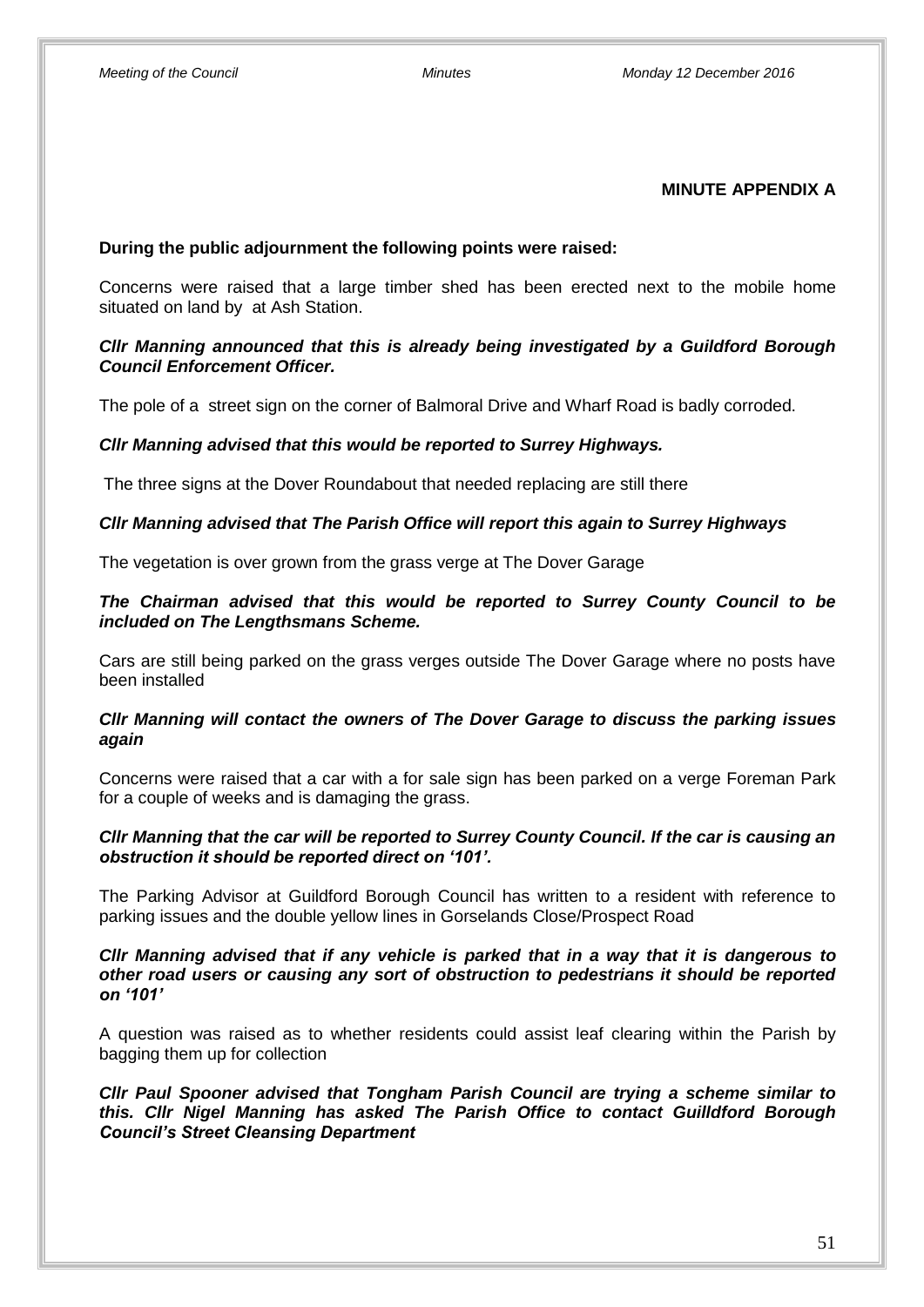**MINUTE APPENDIX A**

**During the public adjournment the following points were raised:**

Concerns were raised that a large timber shed has been erected next to the mobile home situated on land by at Ash Station.

***Cllr Manning announced that this is already being investigated by a Guildford Borough Council Enforcement Officer.***

The pole of a street sign on the corner of Balmoral Drive and Wharf Road is badly corroded.

***Cllr Manning advised that this would be reported to Surrey Highways.***

The three signs at the Dover Roundabout that needed replacing are still there

***Cllr Manning advised that The Parish Office will report this again to Surrey Highways***

The vegetation is over grown from the grass verge at The Dover Garage

***The Chairman advised that this would be reported to Surrey County Council to be included on The Lengthsmans Scheme.***

Cars are still being parked on the grass verges outside The Dover Garage where no posts have been installed

***Cllr Manning will contact the owners of The Dover Garage to discuss the parking issues again***

Concerns were raised that a car with a for sale sign has been parked on a verge Foreman Park for a couple of weeks and is damaging the grass.

***Cllr Manning that the car will be reported to Surrey County Council. If the car is causing an obstruction it should be reported direct on '101'.***

The Parking Advisor at Guildford Borough Council has written to a resident with reference to parking issues and the double yellow lines in Gorselands Close/Prospect Road

***Cllr Manning advised that if any vehicle is parked that in a way that it is dangerous to other road users or causing any sort of obstruction to pedestrians it should be reported on '101'***

A question was raised as to whether residents could assist leaf clearing within the Parish by bagging them up for collection

***Cllr Paul Spooner advised that Tongham Parish Council are trying a scheme similar to this. Cllr Nigel Manning has asked The Parish Office to contact Guilldford Borough Council's Street Cleansing Department***